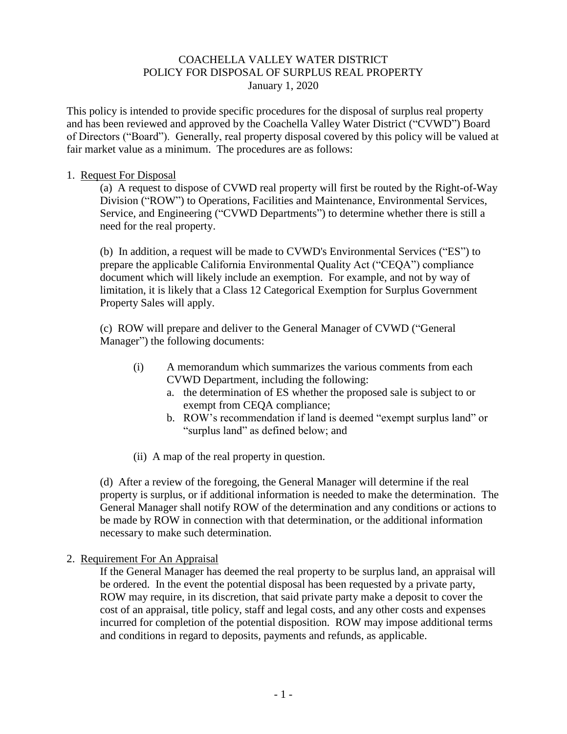# COACHELLA VALLEY WATER DISTRICT
## POLICY FOR DISPOSAL OF SURPLUS REAL PROPERTY
### January 1, 2020

This policy is intended to provide specific procedures for the disposal of surplus real property and has been reviewed and approved by the Coachella Valley Water District ("CVWD") Board of Directors ("Board"). Generally, real property disposal covered by this policy will be valued at fair market value as a minimum. The procedures are as follows:

1. Request For Disposal

   (a) A request to dispose of CVWD real property will first be routed by the Right-of-Way Division ("ROW") to Operations, Facilities and Maintenance, Environmental Services, Service, and Engineering ("CVWD Departments") to determine whether there is still a need for the real property.

   (b) In addition, a request will be made to CVWD's Environmental Services ("ES") to prepare the applicable California Environmental Quality Act ("CEQA") compliance document which will likely include an exemption. For example, and not by way of limitation, it is likely that a Class 12 Categorical Exemption for Surplus Government Property Sales will apply.

   (c) ROW will prepare and deliver to the General Manager of CVWD ("General Manager") the following documents:

   - (i) A memorandum which summarizes the various comments from each CVWD Department, including the following:
     - a. the determination of ES whether the proposed sale is subject to or exempt from CEQA compliance;
     - b. ROW's recommendation if land is deemed "exempt surplus land" or "surplus land" as defined below; and
   - (ii) A map of the real property in question.

   (d) After a review of the foregoing, the General Manager will determine if the real property is surplus, or if additional information is needed to make the determination. The General Manager shall notify ROW of the determination and any conditions or actions to be made by ROW in connection with that determination, or the additional information necessary to make such determination.

2. Requirement For An Appraisal

   If the General Manager has deemed the real property to be surplus land, an appraisal will be ordered. In the event the potential disposal has been requested by a private party, ROW may require, in its discretion, that said private party make a deposit to cover the cost of an appraisal, title policy, staff and legal costs, and any other costs and expenses incurred for completion of the potential disposition. ROW may impose additional terms and conditions in regard to deposits, payments and refunds, as applicable.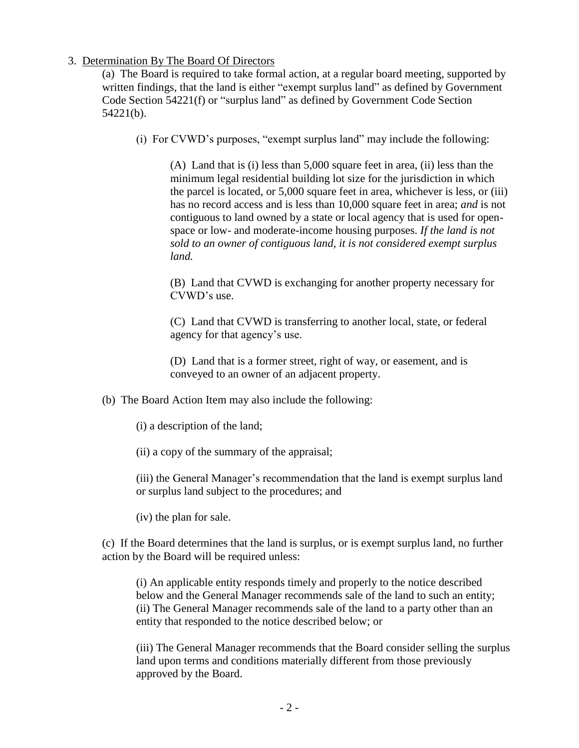3. <u>Determination By The Board Of Directors</u>

(a) The Board is required to take formal action, at a regular board meeting, supported by written findings, that the land is either "exempt surplus land" as defined by Government Code Section 54221(f) or "surplus land" as defined by Government Code Section 54221(b).

(i) For CVWD's purposes, "exempt surplus land" may include the following:

(A) Land that is (i) less than 5,000 square feet in area, (ii) less than the minimum legal residential building lot size for the jurisdiction in which the parcel is located, or 5,000 square feet in area, whichever is less, or (iii) has no record access and is less than 10,000 square feet in area; *and* is not contiguous to land owned by a state or local agency that is used for open-space or low- and moderate-income housing purposes. *If the land is not sold to an owner of contiguous land, it is not considered exempt surplus land.*

(B) Land that CVWD is exchanging for another property necessary for CVWD's use.

(C) Land that CVWD is transferring to another local, state, or federal agency for that agency's use.

(D) Land that is a former street, right of way, or easement, and is conveyed to an owner of an adjacent property.

(b) The Board Action Item may also include the following:

(i) a description of the land;

(ii) a copy of the summary of the appraisal;

(iii) the General Manager's recommendation that the land is exempt surplus land or surplus land subject to the procedures; and

(iv) the plan for sale.

(c) If the Board determines that the land is surplus, or is exempt surplus land, no further action by the Board will be required unless:

(i) An applicable entity responds timely and properly to the notice described below and the General Manager recommends sale of the land to such an entity;
(ii) The General Manager recommends sale of the land to a party other than an entity that responded to the notice described below; or

(iii) The General Manager recommends that the Board consider selling the surplus land upon terms and conditions materially different from those previously approved by the Board.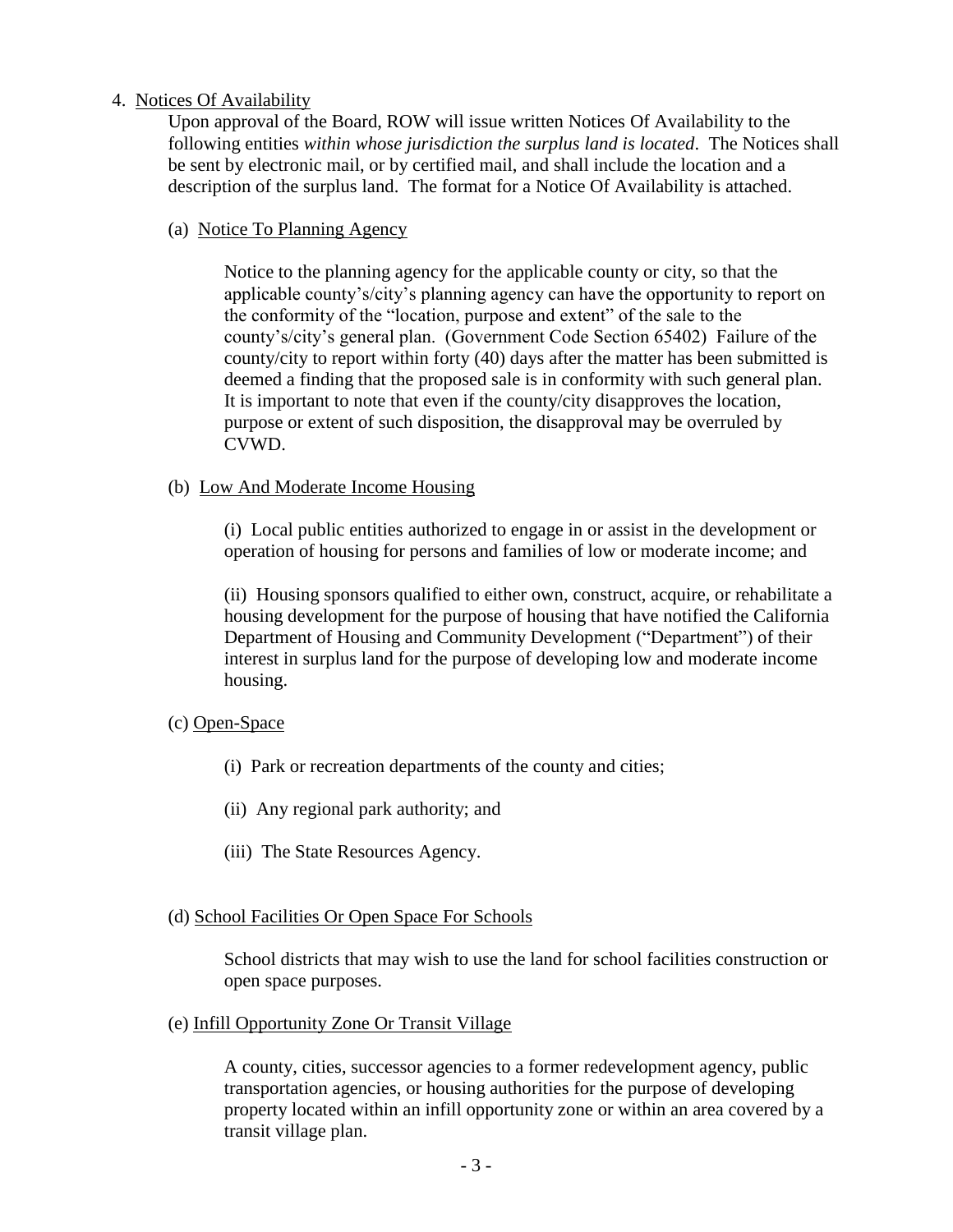4. <u>Notices Of Availability</u>

   Upon approval of the Board, ROW will issue written Notices Of Availability to the following entities *within whose jurisdiction the surplus land is located*. The Notices shall be sent by electronic mail, or by certified mail, and shall include the location and a description of the surplus land. The format for a Notice Of Availability is attached.

   (a) <u>Notice To Planning Agency</u>

   Notice to the planning agency for the applicable county or city, so that the applicable county's/city's planning agency can have the opportunity to report on the conformity of the "location, purpose and extent" of the sale to the county's/city's general plan. (Government Code Section 65402) Failure of the county/city to report within forty (40) days after the matter has been submitted is deemed a finding that the proposed sale is in conformity with such general plan. It is important to note that even if the county/city disapproves the location, purpose or extent of such disposition, the disapproval may be overruled by CVWD.

   (b) <u>Low And Moderate Income Housing</u>

   (i) Local public entities authorized to engage in or assist in the development or operation of housing for persons and families of low or moderate income; and

   (ii) Housing sponsors qualified to either own, construct, acquire, or rehabilitate a housing development for the purpose of housing that have notified the California Department of Housing and Community Development ("Department") of their interest in surplus land for the purpose of developing low and moderate income housing.

   (c) <u>Open-Space</u>

   (i) Park or recreation departments of the county and cities;

   (ii) Any regional park authority; and

   (iii) The State Resources Agency.

   (d) <u>School Facilities Or Open Space For Schools</u>

   School districts that may wish to use the land for school facilities construction or open space purposes.

   (e) <u>Infill Opportunity Zone Or Transit Village</u>

   A county, cities, successor agencies to a former redevelopment agency, public transportation agencies, or housing authorities for the purpose of developing property located within an infill opportunity zone or within an area covered by a transit village plan.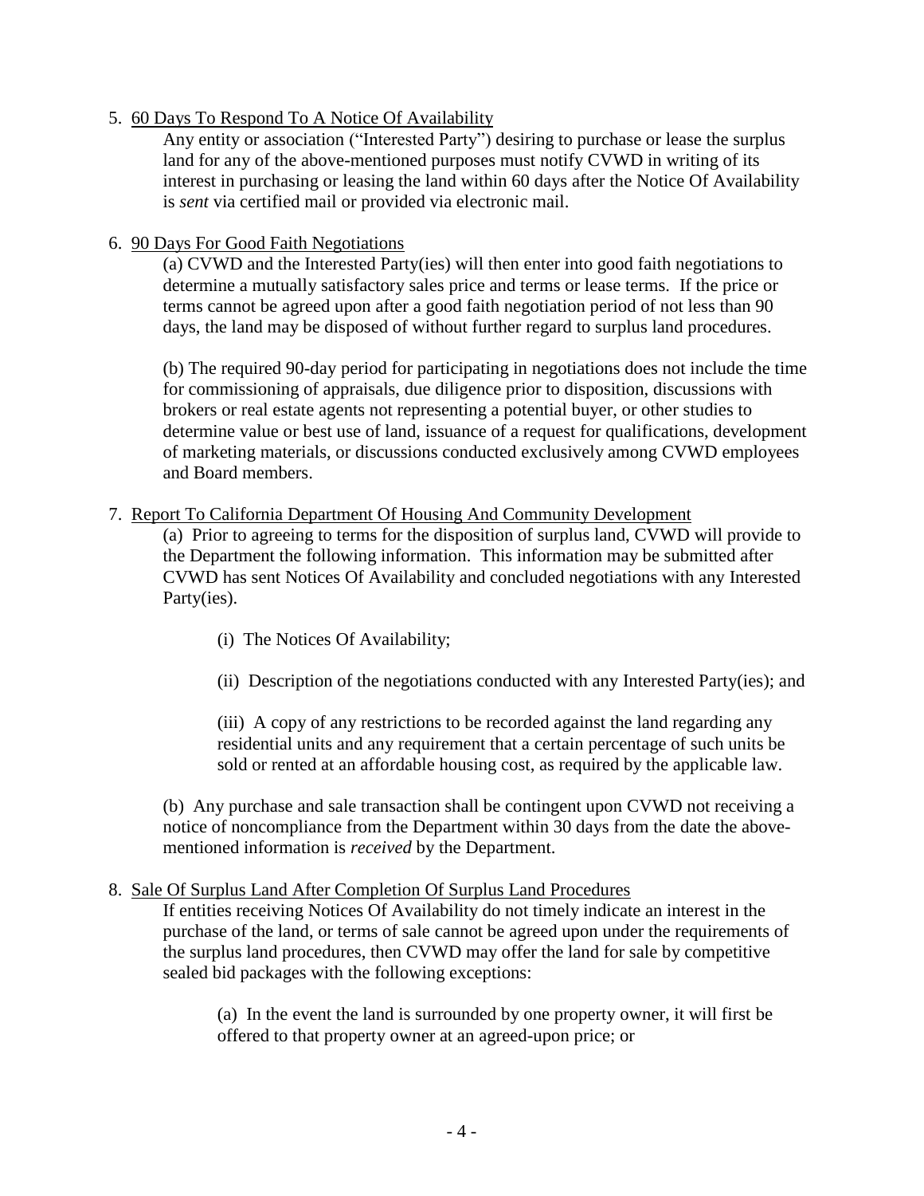5. <u>60 Days To Respond To A Notice Of Availability</u>

   Any entity or association ("Interested Party") desiring to purchase or lease the surplus land for any of the above-mentioned purposes must notify CVWD in writing of its interest in purchasing or leasing the land within 60 days after the Notice Of Availability is *sent* via certified mail or provided via electronic mail.

6. <u>90 Days For Good Faith Negotiations</u>

   (a) CVWD and the Interested Party(ies) will then enter into good faith negotiations to determine a mutually satisfactory sales price and terms or lease terms. If the price or terms cannot be agreed upon after a good faith negotiation period of not less than 90 days, the land may be disposed of without further regard to surplus land procedures.

   (b) The required 90-day period for participating in negotiations does not include the time for commissioning of appraisals, due diligence prior to disposition, discussions with brokers or real estate agents not representing a potential buyer, or other studies to determine value or best use of land, issuance of a request for qualifications, development of marketing materials, or discussions conducted exclusively among CVWD employees and Board members.

7. <u>Report To California Department Of Housing And Community Development</u>

   (a) Prior to agreeing to terms for the disposition of surplus land, CVWD will provide to the Department the following information. This information may be submitted after CVWD has sent Notices Of Availability and concluded negotiations with any Interested Party(ies).

   (i) The Notices Of Availability;

   (ii) Description of the negotiations conducted with any Interested Party(ies); and

   (iii) A copy of any restrictions to be recorded against the land regarding any residential units and any requirement that a certain percentage of such units be sold or rented at an affordable housing cost, as required by the applicable law.

   (b) Any purchase and sale transaction shall be contingent upon CVWD not receiving a notice of noncompliance from the Department within 30 days from the date the above-mentioned information is *received* by the Department.

8. <u>Sale Of Surplus Land After Completion Of Surplus Land Procedures</u>

   If entities receiving Notices Of Availability do not timely indicate an interest in the purchase of the land, or terms of sale cannot be agreed upon under the requirements of the surplus land procedures, then CVWD may offer the land for sale by competitive sealed bid packages with the following exceptions:

   (a) In the event the land is surrounded by one property owner, it will first be offered to that property owner at an agreed-upon price; or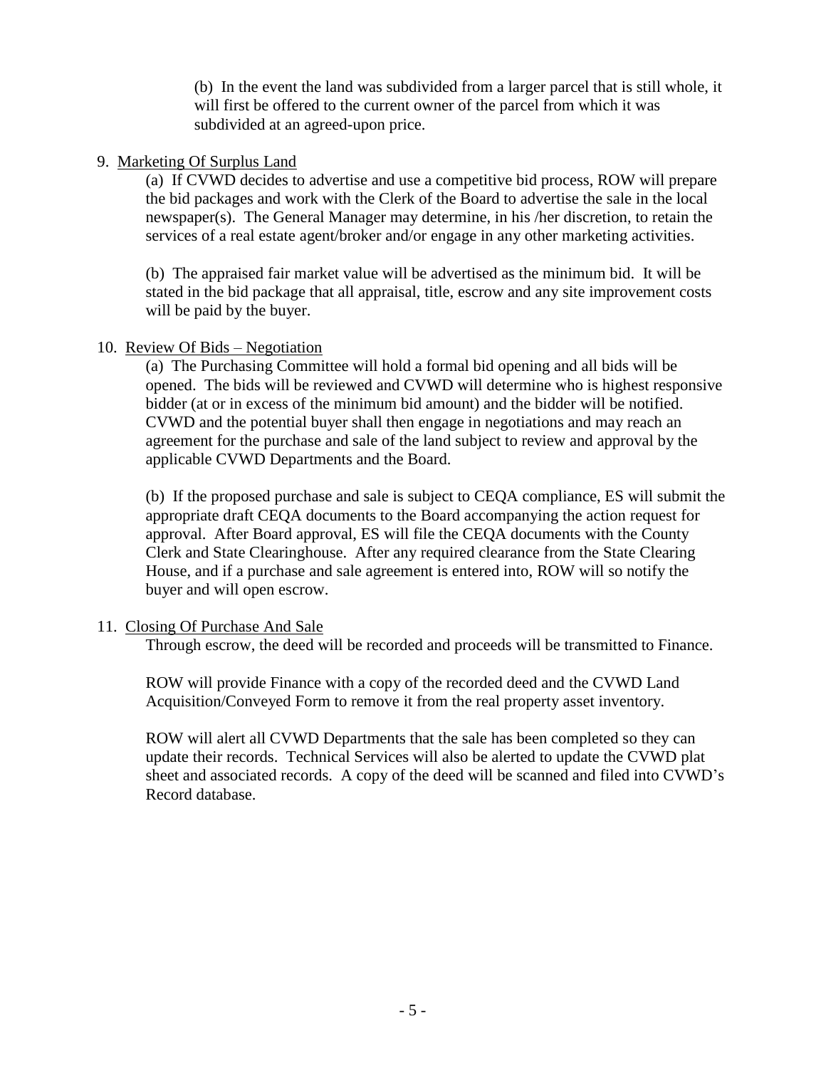(b) In the event the land was subdivided from a larger parcel that is still whole, it will first be offered to the current owner of the parcel from which it was subdivided at an agreed-upon price.

9. Marketing Of Surplus Land

   (a) If CVWD decides to advertise and use a competitive bid process, ROW will prepare the bid packages and work with the Clerk of the Board to advertise the sale in the local newspaper(s). The General Manager may determine, in his /her discretion, to retain the services of a real estate agent/broker and/or engage in any other marketing activities.

   (b) The appraised fair market value will be advertised as the minimum bid. It will be stated in the bid package that all appraisal, title, escrow and any site improvement costs will be paid by the buyer.

10. Review Of Bids – Negotiation

    (a) The Purchasing Committee will hold a formal bid opening and all bids will be opened. The bids will be reviewed and CVWD will determine who is highest responsive bidder (at or in excess of the minimum bid amount) and the bidder will be notified. CVWD and the potential buyer shall then engage in negotiations and may reach an agreement for the purchase and sale of the land subject to review and approval by the applicable CVWD Departments and the Board.

    (b) If the proposed purchase and sale is subject to CEQA compliance, ES will submit the appropriate draft CEQA documents to the Board accompanying the action request for approval. After Board approval, ES will file the CEQA documents with the County Clerk and State Clearinghouse. After any required clearance from the State Clearing House, and if a purchase and sale agreement is entered into, ROW will so notify the buyer and will open escrow.

11. Closing Of Purchase And Sale

    Through escrow, the deed will be recorded and proceeds will be transmitted to Finance.

    ROW will provide Finance with a copy of the recorded deed and the CVWD Land Acquisition/Conveyed Form to remove it from the real property asset inventory.

    ROW will alert all CVWD Departments that the sale has been completed so they can update their records. Technical Services will also be alerted to update the CVWD plat sheet and associated records. A copy of the deed will be scanned and filed into CVWD's Record database.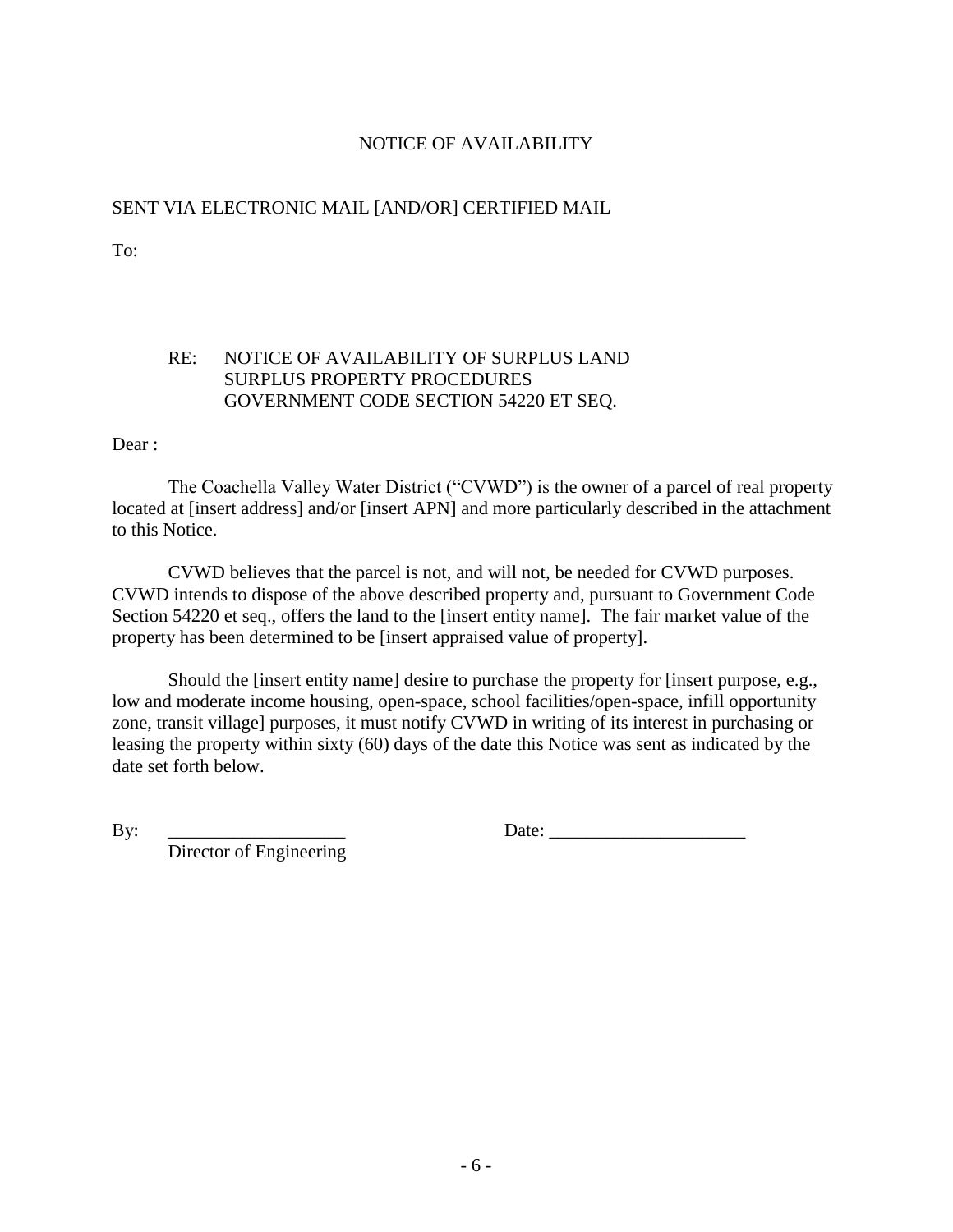# NOTICE OF AVAILABILITY

SENT VIA ELECTRONIC MAIL [AND/OR] CERTIFIED MAIL

To:

RE: NOTICE OF AVAILABILITY OF SURPLUS LAND
SURPLUS PROPERTY PROCEDURES
GOVERNMENT CODE SECTION 54220 ET SEQ.

Dear :

The Coachella Valley Water District ("CVWD") is the owner of a parcel of real property located at [insert address] and/or [insert APN] and more particularly described in the attachment to this Notice.

CVWD believes that the parcel is not, and will not, be needed for CVWD purposes. CVWD intends to dispose of the above described property and, pursuant to Government Code Section 54220 et seq., offers the land to the [insert entity name]. The fair market value of the property has been determined to be [insert appraised value of property].

Should the [insert entity name] desire to purchase the property for [insert purpose, e.g., low and moderate income housing, open-space, school facilities/open-space, infill opportunity zone, transit village] purposes, it must notify CVWD in writing of its interest in purchasing or leasing the property within sixty (60) days of the date this Notice was sent as indicated by the date set forth below.

By: ___________________ Date: _____________________
Director of Engineering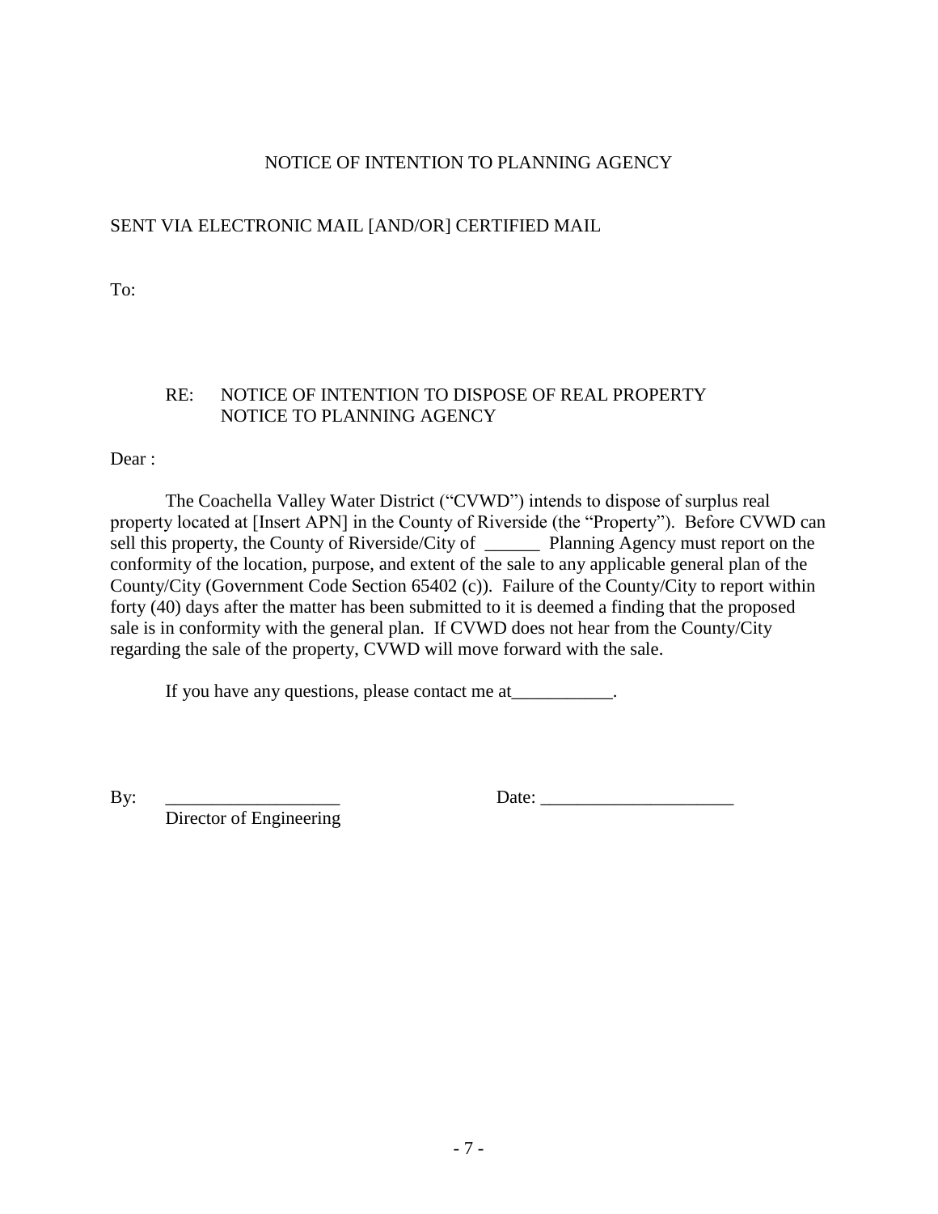NOTICE OF INTENTION TO PLANNING AGENCY

SENT VIA ELECTRONIC MAIL [AND/OR] CERTIFIED MAIL

To:

RE: NOTICE OF INTENTION TO DISPOSE OF REAL PROPERTY
NOTICE TO PLANNING AGENCY

Dear :

The Coachella Valley Water District ("CVWD") intends to dispose of surplus real property located at [Insert APN] in the County of Riverside (the "Property"). Before CVWD can sell this property, the County of Riverside/City of ______ Planning Agency must report on the conformity of the location, purpose, and extent of the sale to any applicable general plan of the County/City (Government Code Section 65402 (c)). Failure of the County/City to report within forty (40) days after the matter has been submitted to it is deemed a finding that the proposed sale is in conformity with the general plan. If CVWD does not hear from the County/City regarding the sale of the property, CVWD will move forward with the sale.

If you have any questions, please contact me at___________.

By: ___________________ Date: _____________________
Director of Engineering